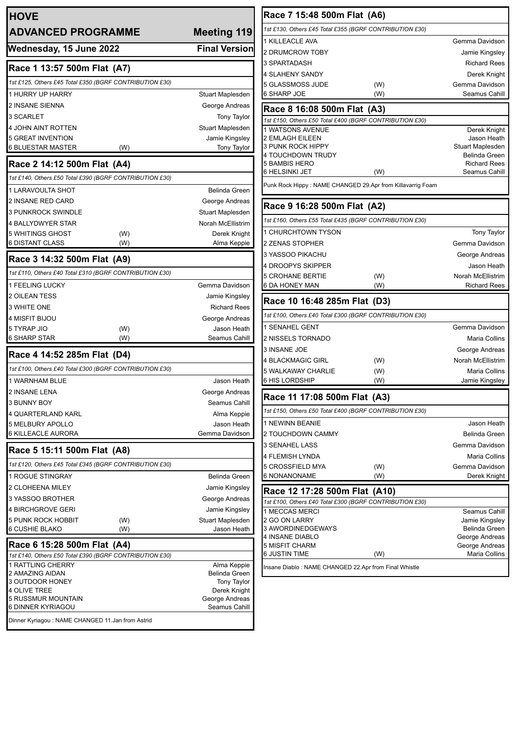# HOVE

## ADVANCED PROGRAMME — Meeting 119

**Wednesday, 15 June 2022** — **Final Version**

### Race 1 13:57 500m Flat (A7)

*1st £125, Others £45 Total £350 (BGRF CONTRIBUTION £30)*

| Trap | Dog | | Trainer |
|---|---|---|---|
| 1 | HURRY UP HARRY | | Stuart Maplesden |
| 2 | INSANE SIENNA | | George Andreas |
| 3 | SCARLET | | Tony Taylor |
| 4 | JOHN AINT ROTTEN | | Stuart Maplesden |
| 5 | GREAT INVENTION | | Jamie Kingsley |
| 6 | BLUESTAR MASTER | (W) | Tony Taylor |

### Race 2 14:12 500m Flat (A4)

*1st £140, Others £50 Total £390 (BGRF CONTRIBUTION £30)*

| Trap | Dog | | Trainer |
|---|---|---|---|
| 1 | LARAVOULTA SHOT | | Belinda Green |
| 2 | INSANE RED CARD | | George Andreas |
| 3 | PUNKROCK SWINDLE | | Stuart Maplesden |
| 4 | BALLYDWYER STAR | | Norah McEllistrim |
| 5 | WHITINGS GHOST | (W) | Derek Knight |
| 6 | DISTANT CLASS | (W) | Alma Keppie |

### Race 3 14:32 500m Flat (A9)

*1st £110, Others £40 Total £310 (BGRF CONTRIBUTION £30)*

| Trap | Dog | | Trainer |
|---|---|---|---|
| 1 | FEELING LUCKY | | Gemma Davidson |
| 2 | OILEAN TESS | | Jamie Kingsley |
| 3 | WHITE ONE | | Richard Rees |
| 4 | MISFIT BIJOU | | George Andreas |
| 5 | TYRAP JIO | (W) | Jason Heath |
| 6 | SHARP STAR | (W) | Seamus Cahill |

### Race 4 14:52 285m Flat (D4)

*1st £100, Others £40 Total £300 (BGRF CONTRIBUTION £30)*

| Trap | Dog | | Trainer |
|---|---|---|---|
| 1 | WARNHAM BLUE | | Jason Heath |
| 2 | INSANE LENA | | George Andreas |
| 3 | BUNNY BOY | | Seamus Cahill |
| 4 | QUARTERLAND KARL | | Alma Keppie |
| 5 | MELBURY APOLLO | | Jason Heath |
| 6 | KILLEACLE AURORA | | Gemma Davidson |

### Race 5 15:11 500m Flat (A8)

*1st £120, Others £45 Total £345 (BGRF CONTRIBUTION £30)*

| Trap | Dog | | Trainer |
|---|---|---|---|
| 1 | ROGUE STINGRAY | | Belinda Green |
| 2 | CLOHEENA MILEY | | Jamie Kingsley |
| 3 | YASSOO BROTHER | | George Andreas |
| 4 | BIRCHGROVE GERI | | Jamie Kingsley |
| 5 | PUNK ROCK HOBBIT | (W) | Stuart Maplesden |
| 6 | CUSHIE BLAKO | (W) | Jason Heath |

### Race 6 15:28 500m Flat (A4)

*1st £140, Others £50 Total £390 (BGRF CONTRIBUTION £30)*

| Trap | Dog | | Trainer |
|---|---|---|---|
| 1 | RATTLING CHERRY | | Alma Keppie |
| 2 | AMAZING AIDAN | | Belinda Green |
| 3 | OUTDOOR HONEY | | Tony Taylor |
| 4 | OLIVE TREE | | Derek Knight |
| 5 | RUSSMUR MOUNTAIN | | George Andreas |
| 6 | DINNER KYRIAGOU | | Seamus Cahill |

Dinner Kyriagou : NAME CHANGED 11.Jan from Astrid

### Race 7 15:48 500m Flat (A6)

*1st £130, Others £45 Total £355 (BGRF CONTRIBUTION £30)*

| Trap | Dog | | Trainer |
|---|---|---|---|
| 1 | KILLEACLE AVA | | Gemma Davidson |
| 2 | DRUMCROW TOBY | | Jamie Kingsley |
| 3 | SPARTADASH | | Richard Rees |
| 4 | SLAHENY SANDY | | Derek Knight |
| 5 | GLASSMOSS JUDE | (W) | Gemma Davidson |
| 6 | SHARP JOE | (W) | Seamus Cahill |

### Race 8 16:08 500m Flat (A3)

*1st £150, Others £50 Total £400 (BGRF CONTRIBUTION £30)*

| Trap | Dog | | Trainer |
|---|---|---|---|
| 1 | WATSONS AVENUE | | Derek Knight |
| 2 | EMLAGH EILEEN | | Jason Heath |
| 3 | PUNK ROCK HIPPY | | Stuart Maplesden |
| 4 | TOUCHDOWN TRUDY | | Belinda Green |
| 5 | BAMBIS HERO | | Richard Rees |
| 6 | HELSINKI JET | (W) | Seamus Cahill |

Punk Rock Hippy : NAME CHANGED 29.Apr from Killavarrig Foam

### Race 9 16:28 500m Flat (A2)

*1st £160, Others £55 Total £435 (BGRF CONTRIBUTION £30)*

| Trap | Dog | | Trainer |
|---|---|---|---|
| 1 | CHURCHTOWN TYSON | | Tony Taylor |
| 2 | ZENAS STOPHER | | Gemma Davidson |
| 3 | YASSOO PIKACHU | | George Andreas |
| 4 | DROOPYS SKIPPER | | Jason Heath |
| 5 | CROHANE BERTIE | (W) | Norah McEllistrim |
| 6 | DA HONEY MAN | (W) | Richard Rees |

### Race 10 16:48 285m Flat (D3)

*1st £100, Others £40 Total £300 (BGRF CONTRIBUTION £30)*

| Trap | Dog | | Trainer |
|---|---|---|---|
| 1 | SENAHEL GENT | | Gemma Davidson |
| 2 | NISSELS TORNADO | | Maria Collins |
| 3 | INSANE JOE | | George Andreas |
| 4 | BLACKMAGIC GIRL | (W) | Norah McEllistrim |
| 5 | WALKAWAY CHARLIE | (W) | Maria Collins |
| 6 | HIS LORDSHIP | (W) | Jamie Kingsley |

### Race 11 17:08 500m Flat (A3)

*1st £150, Others £50 Total £400 (BGRF CONTRIBUTION £30)*

| Trap | Dog | | Trainer |
|---|---|---|---|
| 1 | NEWINN BEANIE | | Jason Heath |
| 2 | TOUCHDOWN CAMMY | | Belinda Green |
| 3 | SENAHEL LASS | | Gemma Davidson |
| 4 | FLEMISH LYNDA | | Maria Collins |
| 5 | CROSSFIELD MYA | (W) | Gemma Davidson |
| 6 | NONANONAME | (W) | Derek Knight |

### Race 12 17:28 500m Flat (A10)

*1st £100, Others £40 Total £300 (BGRF CONTRIBUTION £30)*

| Trap | Dog | | Trainer |
|---|---|---|---|
| 1 | MECCAS MERCI | | Seamus Cahill |
| 2 | GO ON LARRY | | Jamie Kingsley |
| 3 | AWORDINEDGEWAYS | | Belinda Green |
| 4 | INSANE DIABLO | | George Andreas |
| 5 | MISFIT CHARM | | George Andreas |
| 6 | JUSTIN TIME | (W) | Maria Collins |

Insane Diablo : NAME CHANGED 22.Apr from Final Whistle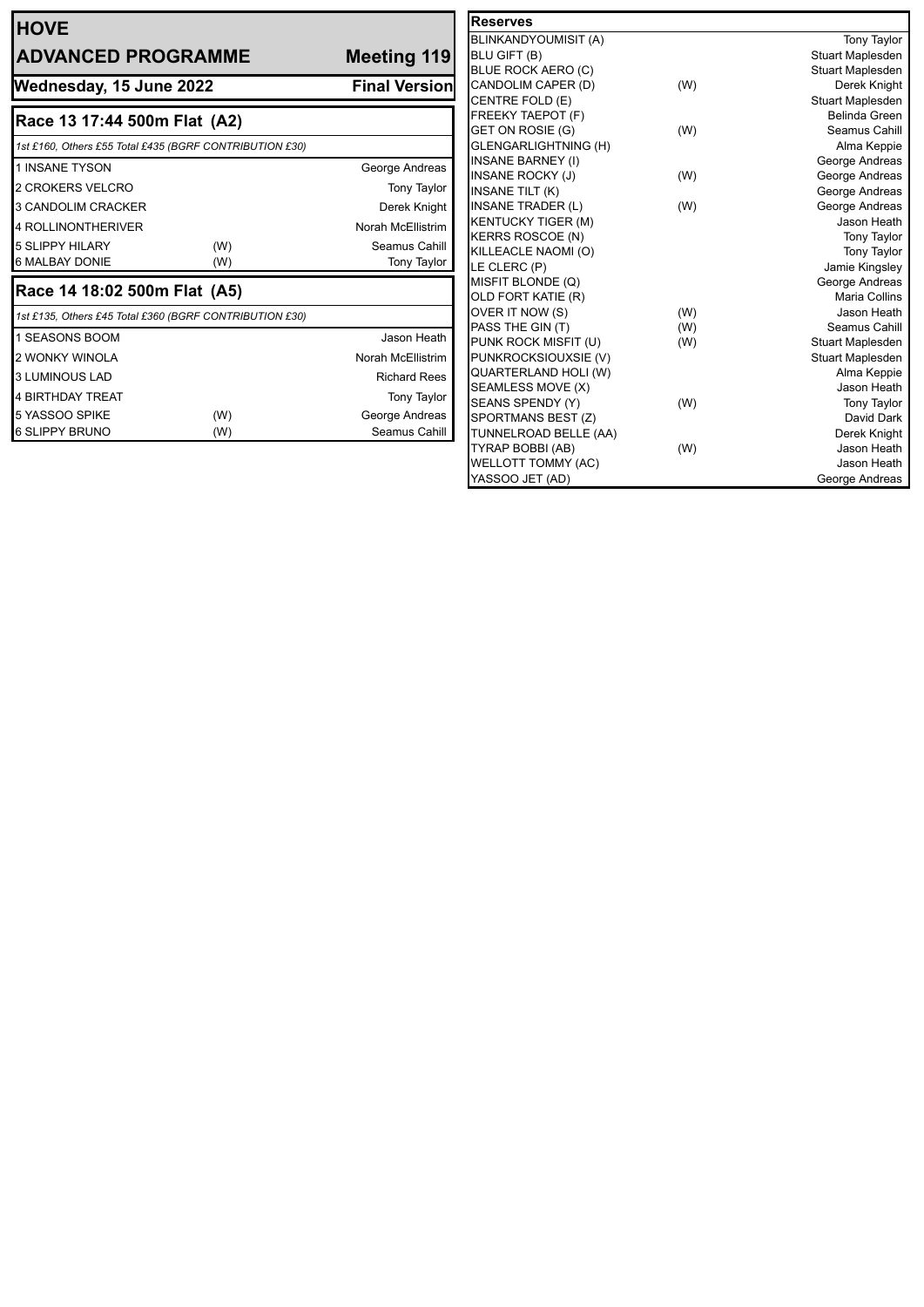# HOVE

## ADVANCED PROGRAMME — Meeting 119

**Wednesday, 15 June 2022** — **Final Version**

### Race 13 17:44 500m Flat (A2)

*1st £160, Others £55 Total £435 (BGRF CONTRIBUTION £30)*

| | | |
|---|---|---|
| 1 INSANE TYSON | | George Andreas |
| 2 CROKERS VELCRO | | Tony Taylor |
| 3 CANDOLIM CRACKER | | Derek Knight |
| 4 ROLLINONTHERIVER | | Norah McEllistrim |
| 5 SLIPPY HILARY | (W) | Seamus Cahill |
| 6 MALBAY DONIE | (W) | Tony Taylor |

### Race 14 18:02 500m Flat (A5)

*1st £135, Others £45 Total £360 (BGRF CONTRIBUTION £30)*

| | | |
|---|---|---|
| 1 SEASONS BOOM | | Jason Heath |
| 2 WONKY WINOLA | | Norah McEllistrim |
| 3 LUMINOUS LAD | | Richard Rees |
| 4 BIRTHDAY TREAT | | Tony Taylor |
| 5 YASSOO SPIKE | (W) | George Andreas |
| 6 SLIPPY BRUNO | (W) | Seamus Cahill |

### Reserves

| | | |
|---|---|---|
| BLINKANDYOUMISIT (A) | | Tony Taylor |
| BLU GIFT (B) | | Stuart Maplesden |
| BLUE ROCK AERO (C) | | Stuart Maplesden |
| CANDOLIM CAPER (D) | (W) | Derek Knight |
| CENTRE FOLD (E) | | Stuart Maplesden |
| FREEKY TAEPOT (F) | | Belinda Green |
| GET ON ROSIE (G) | (W) | Seamus Cahill |
| GLENGARLIGHTNING (H) | | Alma Keppie |
| INSANE BARNEY (I) | | George Andreas |
| INSANE ROCKY (J) | (W) | George Andreas |
| INSANE TILT (K) | | George Andreas |
| INSANE TRADER (L) | (W) | George Andreas |
| KENTUCKY TIGER (M) | | Jason Heath |
| KERRS ROSCOE (N) | | Tony Taylor |
| KILLEACLE NAOMI (O) | | Tony Taylor |
| LE CLERC (P) | | Jamie Kingsley |
| MISFIT BLONDE (Q) | | George Andreas |
| OLD FORT KATIE (R) | | Maria Collins |
| OVER IT NOW (S) | (W) | Jason Heath |
| PASS THE GIN (T) | (W) | Seamus Cahill |
| PUNK ROCK MISFIT (U) | (W) | Stuart Maplesden |
| PUNKROCKSIOUXSIE (V) | | Stuart Maplesden |
| QUARTERLAND HOLI (W) | | Alma Keppie |
| SEAMLESS MOVE (X) | | Jason Heath |
| SEANS SPENDY (Y) | (W) | Tony Taylor |
| SPORTMANS BEST (Z) | | David Dark |
| TUNNELROAD BELLE (AA) | | Derek Knight |
| TYRAP BOBBI (AB) | (W) | Jason Heath |
| WELLOTT TOMMY (AC) | | Jason Heath |
| YASSOO JET (AD) | | George Andreas |